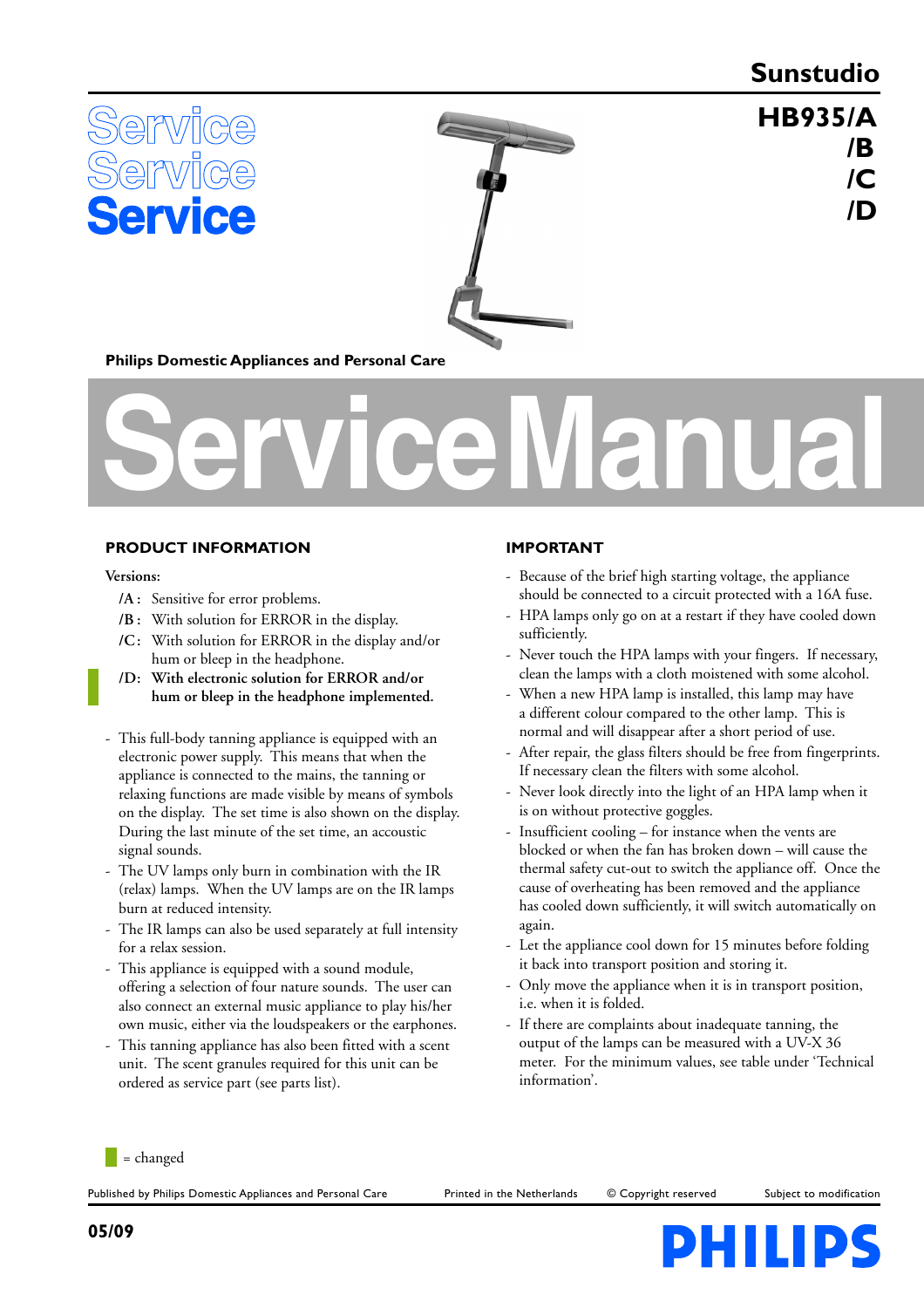# Sunstudio

## HB935/A /B /C /D

Service Service Service

**Philips Domestic Appliances and Personal Care**

# ServiceManual

## PRODUCT INFORMATION

**Versions:**

- **/A :** Sensitive for error problems.
- **/B :** With solution for ERROR in the display.
- **/C:** With solution for ERROR in the display and/or hum or bleep in the headphone.
- **/D: With electronic solution for ERROR and/or hum or bleep in the headphone implemented.**

- This full-body tanning appliance is equipped with an electronic power supply. This means that when the appliance is connected to the mains, the tanning or relaxing functions are made visible by means of symbols on the display. The set time is also shown on the display. During the last minute of the set time, an accoustic signal sounds.
- The UV lamps only burn in combination with the IR (relax) lamps. When the UV lamps are on the IR lamps burn at reduced intensity.
- The IR lamps can also be used separately at full intensity for a relax session.
- This appliance is equipped with a sound module, offering a selection of four nature sounds. The user can also connect an external music appliance to play his/her own music, either via the loudspeakers or the earphones.
- This tanning appliance has also been fitted with a scent unit. The scent granules required for this unit can be ordered as service part (see parts list).

## IMPORTANT

- Because of the brief high starting voltage, the appliance should be connected to a circuit protected with a 16A fuse.
- HPA lamps only go on at a restart if they have cooled down sufficiently.
- Never touch the HPA lamps with your fingers. If necessary, clean the lamps with a cloth moistened with some alcohol.
- When a new HPA lamp is installed, this lamp may have a different colour compared to the other lamp. This is normal and will disappear after a short period of use.
- After repair, the glass filters should be free from fingerprints. If necessary clean the filters with some alcohol.
- Never look directly into the light of an HPA lamp when it is on without protective goggles.
- Insufficient cooling – for instance when the vents are blocked or when the fan has broken down – will cause the thermal safety cut-out to switch the appliance off. Once the cause of overheating has been removed and the appliance has cooled down sufficiently, it will switch automatically on again.
- Let the appliance cool down for 15 minutes before folding it back into transport position and storing it.
- Only move the appliance when it is in transport position, i.e. when it is folded.
- If there are complaints about inadequate tanning, the output of the lamps can be measured with a UV-X 36 meter. For the minimum values, see table under 'Technical information'.

= changed

Published by Philips Domestic Appliances and Personal Care | Printed in the Netherlands | © Copyright reserved | Subject to modification

05/09

PHILIPS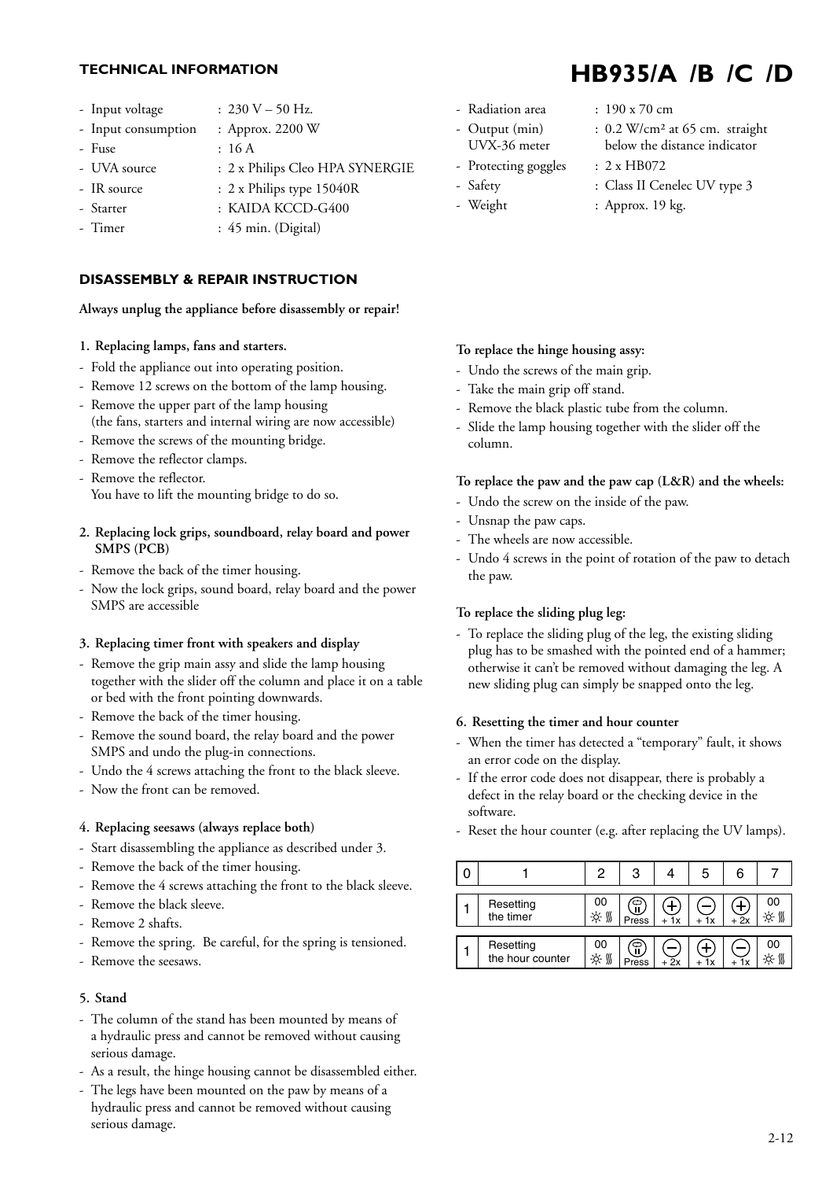## TECHNICAL INFORMATION

# HB935/A /B /C /D

- Input voltage : 230 V – 50 Hz.
- Input consumption : Approx. 2200 W
- Fuse : 16 A
- UVA source : 2 x Philips Cleo HPA SYNERGIE
- IR source : 2 x Philips type 15040R
- Starter : KAIDA KCCD-G400
- Timer : 45 min. (Digital)
- Radiation area : 190 x 70 cm
- Output (min) UVX-36 meter : 0.2 W/cm² at 65 cm. straight below the distance indicator
- Protecting goggles : 2 x HB072
- Safety : Class II Cenelec UV type 3
- Weight : Approx. 19 kg.

## DISASSEMBLY & REPAIR INSTRUCTION

**Always unplug the appliance before disassembly or repair!**

**1. Replacing lamps, fans and starters.**

- Fold the appliance out into operating position.
- Remove 12 screws on the bottom of the lamp housing.
- Remove the upper part of the lamp housing (the fans, starters and internal wiring are now accessible)
- Remove the screws of the mounting bridge.
- Remove the reflector clamps.
- Remove the reflector. You have to lift the mounting bridge to do so.

**2. Replacing lock grips, soundboard, relay board and power SMPS (PCB)**

- Remove the back of the timer housing.
- Now the lock grips, sound board, relay board and the power SMPS are accessible

**3. Replacing timer front with speakers and display**

- Remove the grip main assy and slide the lamp housing together with the slider off the column and place it on a table or bed with the front pointing downwards.
- Remove the back of the timer housing.
- Remove the sound board, the relay board and the power SMPS and undo the plug-in connections.
- Undo the 4 screws attaching the front to the black sleeve.
- Now the front can be removed.

**4. Replacing seesaws (always replace both)**

- Start disassembling the appliance as described under 3.
- Remove the back of the timer housing.
- Remove the 4 screws attaching the front to the black sleeve.
- Remove the black sleeve.
- Remove 2 shafts.
- Remove the spring. Be careful, for the spring is tensioned.
- Remove the seesaws.

**5. Stand**

- The column of the stand has been mounted by means of a hydraulic press and cannot be removed without causing serious damage.
- As a result, the hinge housing cannot be disassembled either.
- The legs have been mounted on the paw by means of a hydraulic press and cannot be removed without causing serious damage.

**To replace the hinge housing assy:**

- Undo the screws of the main grip.
- Take the main grip off stand.
- Remove the black plastic tube from the column.
- Slide the lamp housing together with the slider off the column.

**To replace the paw and the paw cap (L&R) and the wheels:**

- Undo the screw on the inside of the paw.
- Unsnap the paw caps.
- The wheels are now accessible.
- Undo 4 screws in the point of rotation of the paw to detach the paw.

**To replace the sliding plug leg:**

- To replace the sliding plug of the leg, the existing sliding plug has to be smashed with the pointed end of a hammer; otherwise it can't be removed without damaging the leg. A new sliding plug can simply be snapped onto the leg.

**6. Resetting the timer and hour counter**

- When the timer has detected a "temporary" fault, it shows an error code on the display.
- If the error code does not disappear, there is probably a defect in the relay board or the checking device in the software.
- Reset the hour counter (e.g. after replacing the UV lamps).

| 0 | 1 | 2 | 3 | 4 | 5 | 6 | 7 |
|---|---|---|---|---|---|---|---|
| 1 | Resetting the timer | 00 ☼ ≋ | Press | + + 1x | − + 1x | + + 2x | 00 ☼ ≋ |
| 1 | Resetting the hour counter | 00 ☼ ≋ | Press | − + 2x | + + 1x | − + 1x | 00 ☼ ≋ |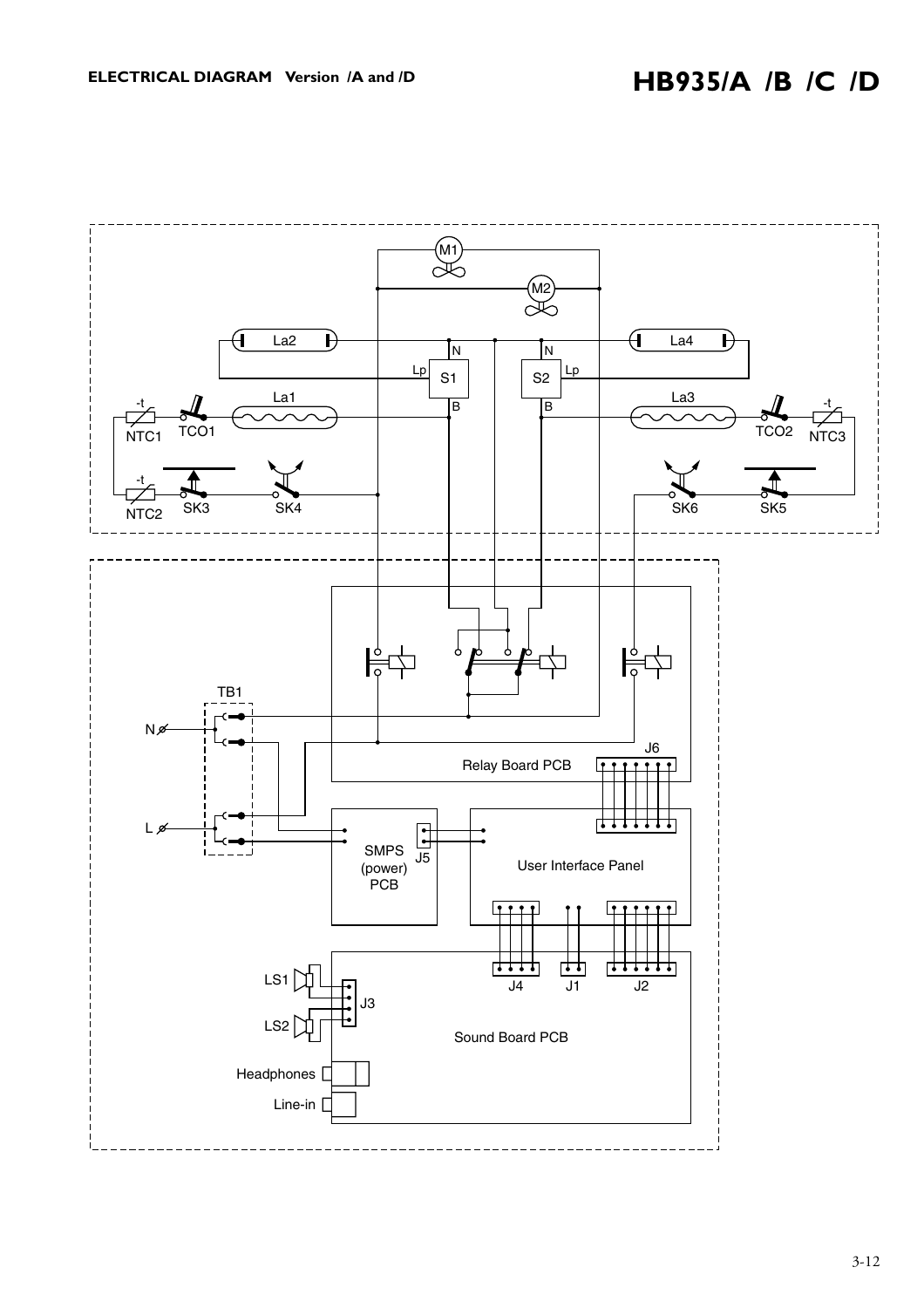## ELECTRICAL DIAGRAM Version /A and /D

# HB935/A /B /C /D

M1

M2

La2 La4

N N

Lp S1 S2 Lp

B B

La1 La3

-t -t

NTC1 TCO1 TCO2 NTC3

-t

NTC2 SK3 SK4 SK6 SK5

TB1

N

J6

Relay Board PCB

L

SMPS (power) PCB

J5

User Interface Panel

LS1

J3

LS2

J4 J1 J2

Sound Board PCB

Headphones

Line-in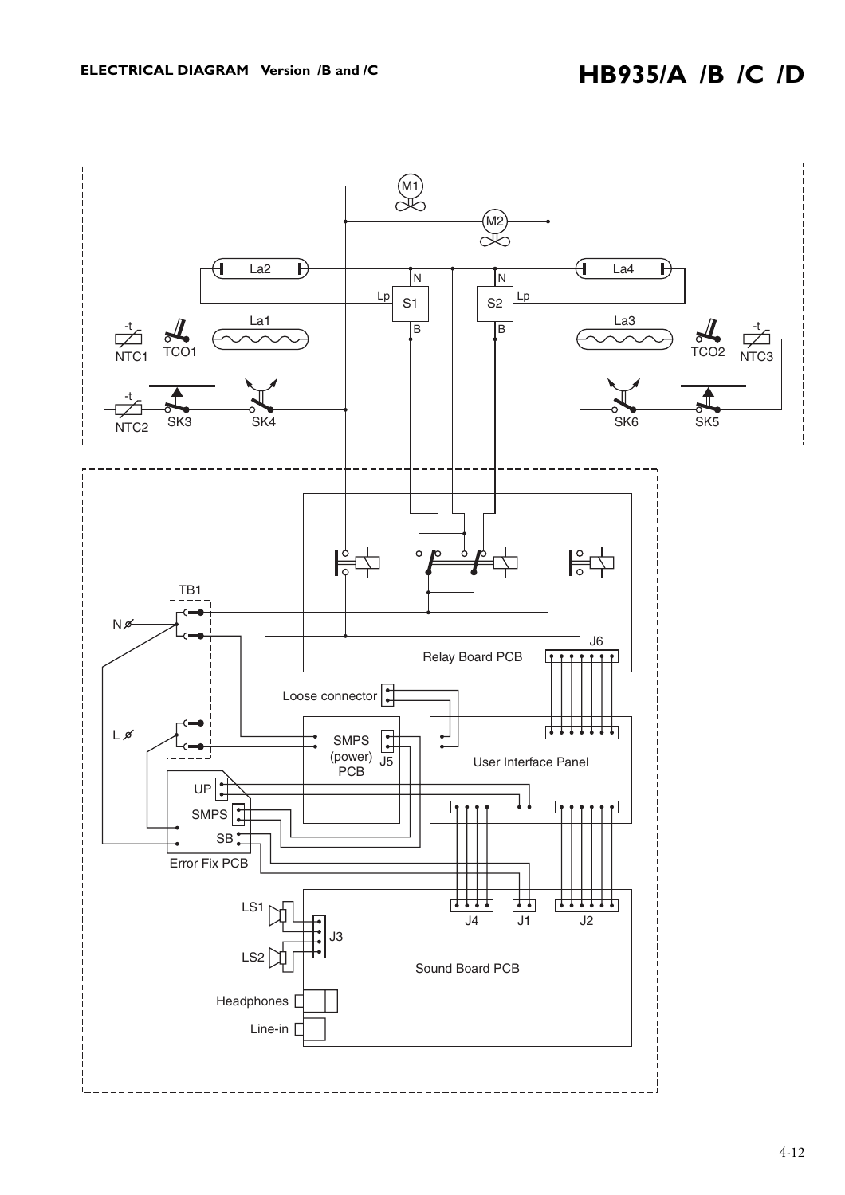**ELECTRICAL DIAGRAM Version /B and /C**

# HB935/A /B /C /D

M1

M2

La2 N N La4

Lp S1 S2 Lp

La1 B B La3

-t -t

NTC1 TCO1 TCO2 NTC3

-t

NTC2 SK3 SK4 SK6 SK5

TB1

N

Relay Board PCB J6

Loose connector

L

SMPS (power) PCB J5

User Interface Panel

UP

SMPS

SB

Error Fix PCB

LS1

J4 J1 J2

J3

LS2

Sound Board PCB

Headphones

Line-in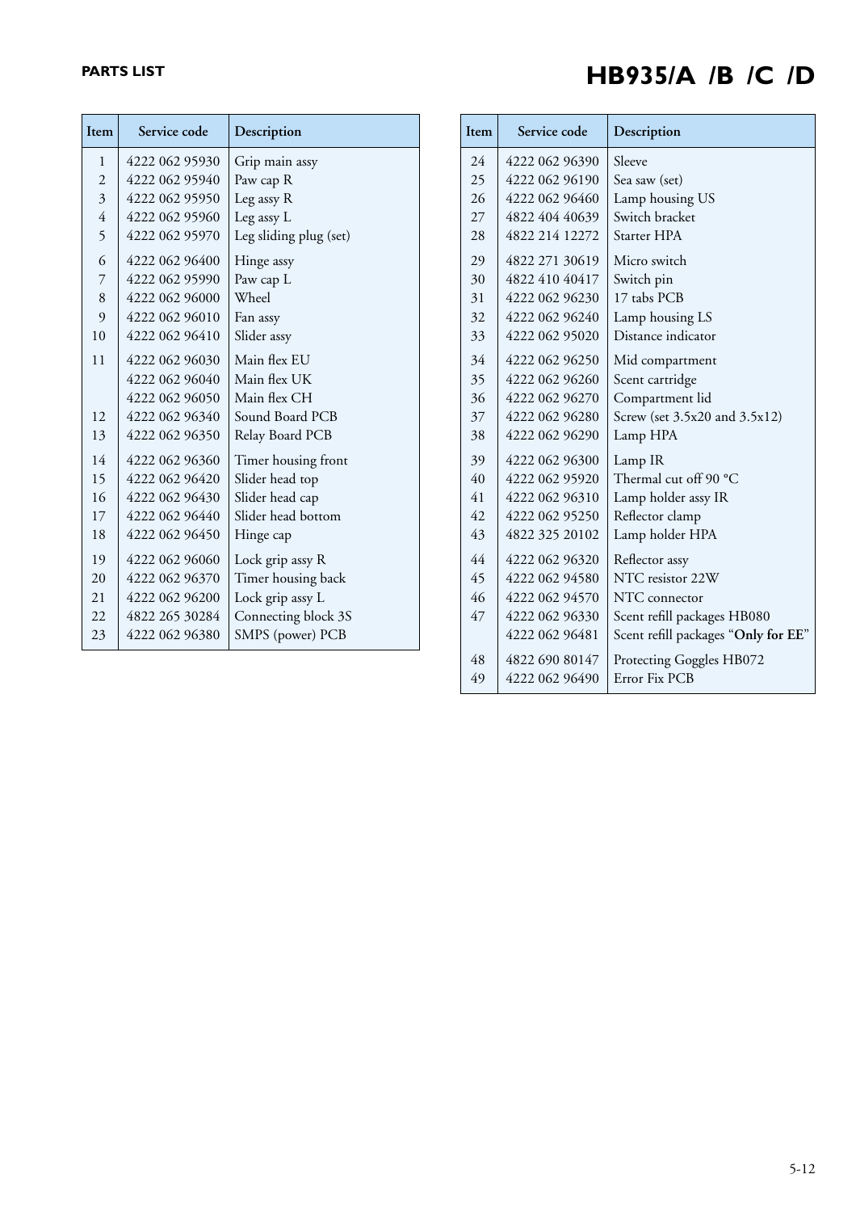**PARTS LIST**

# HB935/A /B /C /D

| Item | Service code | Description |
|---|---|---|
| 1 | 4222 062 95930 | Grip main assy |
| 2 | 4222 062 95940 | Paw cap R |
| 3 | 4222 062 95950 | Leg assy R |
| 4 | 4222 062 95960 | Leg assy L |
| 5 | 4222 062 95970 | Leg sliding plug (set) |
| 6 | 4222 062 96400 | Hinge assy |
| 7 | 4222 062 95990 | Paw cap L |
| 8 | 4222 062 96000 | Wheel |
| 9 | 4222 062 96010 | Fan assy |
| 10 | 4222 062 96410 | Slider assy |
| 11 | 4222 062 96030 | Main flex EU |
| | 4222 062 96040 | Main flex UK |
| | 4222 062 96050 | Main flex CH |
| 12 | 4222 062 96340 | Sound Board PCB |
| 13 | 4222 062 96350 | Relay Board PCB |
| 14 | 4222 062 96360 | Timer housing front |
| 15 | 4222 062 96420 | Slider head top |
| 16 | 4222 062 96430 | Slider head cap |
| 17 | 4222 062 96440 | Slider head bottom |
| 18 | 4222 062 96450 | Hinge cap |
| 19 | 4222 062 96060 | Lock grip assy R |
| 20 | 4222 062 96370 | Timer housing back |
| 21 | 4222 062 96200 | Lock grip assy L |
| 22 | 4822 265 30284 | Connecting block 3S |
| 23 | 4222 062 96380 | SMPS (power) PCB |

| Item | Service code | Description |
|---|---|---|
| 24 | 4222 062 96390 | Sleeve |
| 25 | 4222 062 96190 | Sea saw (set) |
| 26 | 4222 062 96460 | Lamp housing US |
| 27 | 4822 404 40639 | Switch bracket |
| 28 | 4822 214 12272 | Starter HPA |
| 29 | 4822 271 30619 | Micro switch |
| 30 | 4822 410 40417 | Switch pin |
| 31 | 4222 062 96230 | 17 tabs PCB |
| 32 | 4222 062 96240 | Lamp housing LS |
| 33 | 4222 062 95020 | Distance indicator |
| 34 | 4222 062 96250 | Mid compartment |
| 35 | 4222 062 96260 | Scent cartridge |
| 36 | 4222 062 96270 | Compartment lid |
| 37 | 4222 062 96280 | Screw (set 3.5x20 and 3.5x12) |
| 38 | 4222 062 96290 | Lamp HPA |
| 39 | 4222 062 96300 | Lamp IR |
| 40 | 4222 062 95920 | Thermal cut off 90 °C |
| 41 | 4222 062 96310 | Lamp holder assy IR |
| 42 | 4222 062 95250 | Reflector clamp |
| 43 | 4822 325 20102 | Lamp holder HPA |
| 44 | 4222 062 96320 | Reflector assy |
| 45 | 4222 062 94580 | NTC resistor 22W |
| 46 | 4222 062 94570 | NTC connector |
| 47 | 4222 062 96330 | Scent refill packages HB080 |
| | 4222 062 96481 | Scent refill packages "**Only for EE**" |
| 48 | 4822 690 80147 | Protecting Goggles HB072 |
| 49 | 4222 062 96490 | Error Fix PCB |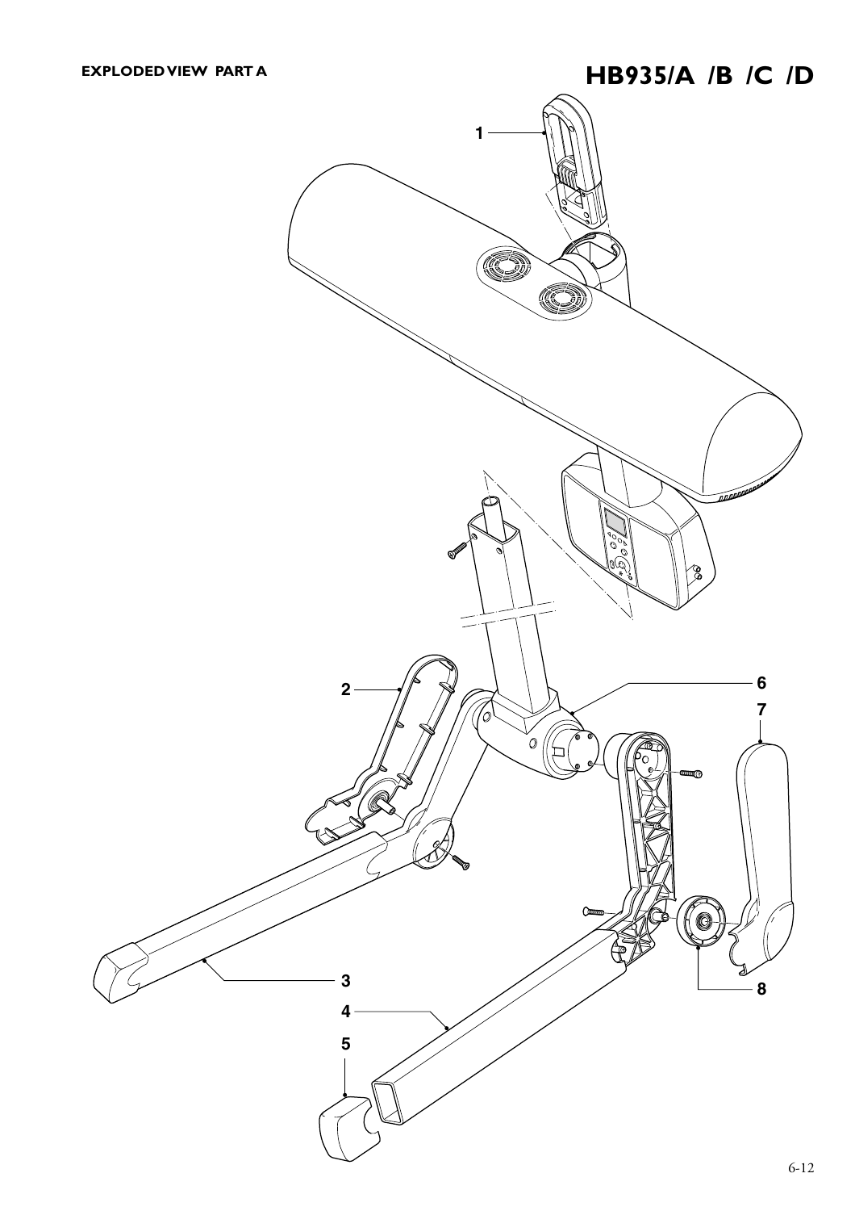**EXPLODED VIEW PART A**

# HB935/A /B /C /D

1

2

3

4

5

6

7

8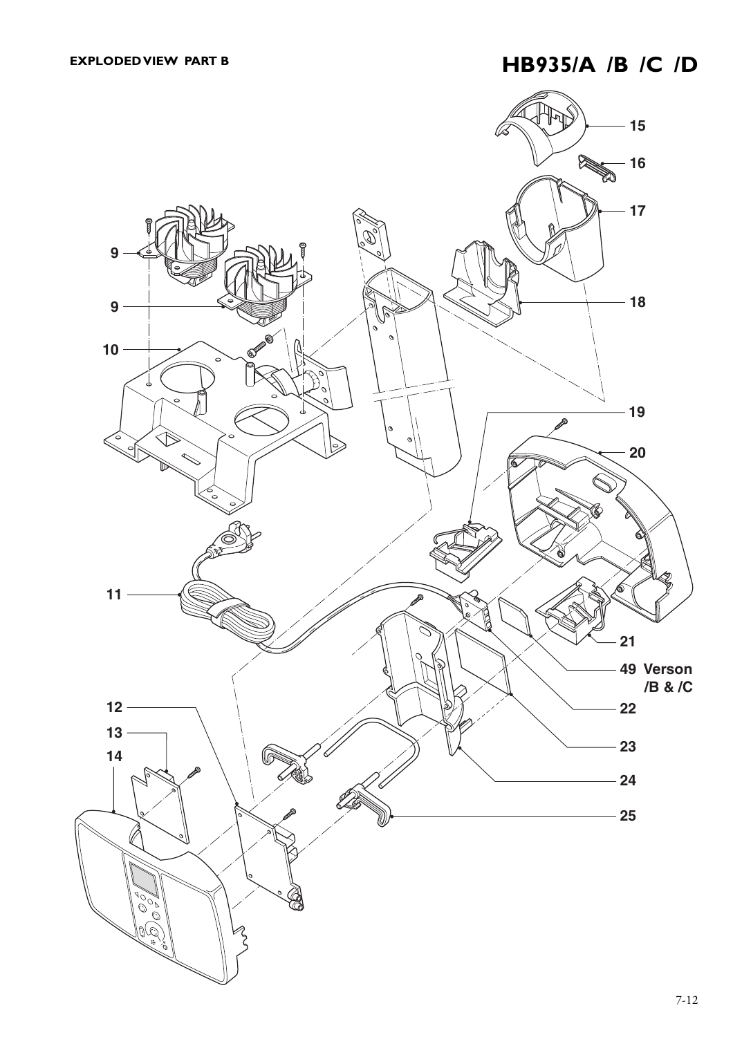**EXPLODED VIEW PART B**

# HB935/A /B /C /D

15

16

17

9

9

18

10

19

20

11

21

49 Verson /B & /C

12

22

13

23

14

24

25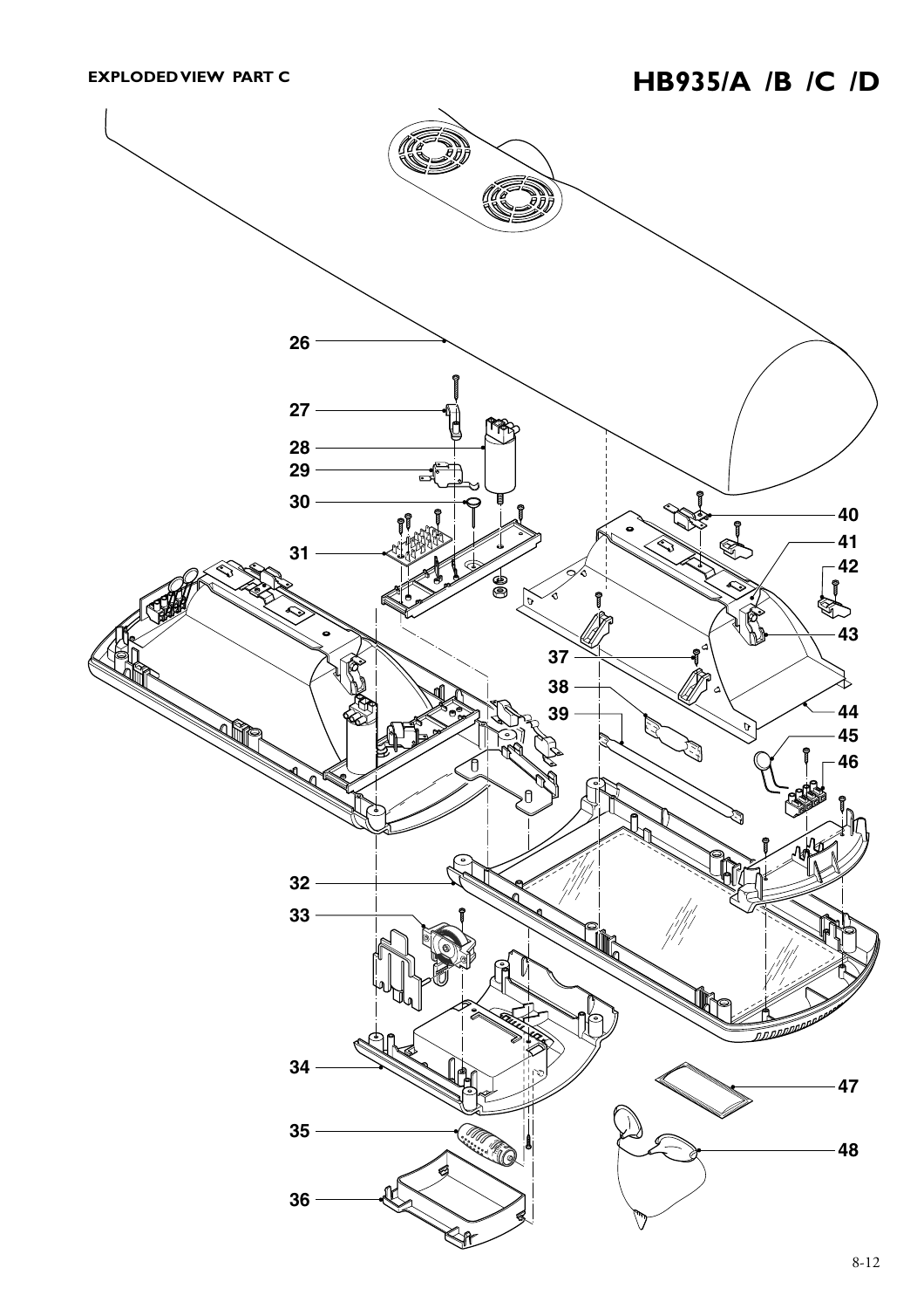**EXPLODED VIEW PART C**

# HB935/A /B /C /D

26

27

28

29

30

31

32

33

34

35

36

37

38

39

40

41

42

43

44

45

46

47

48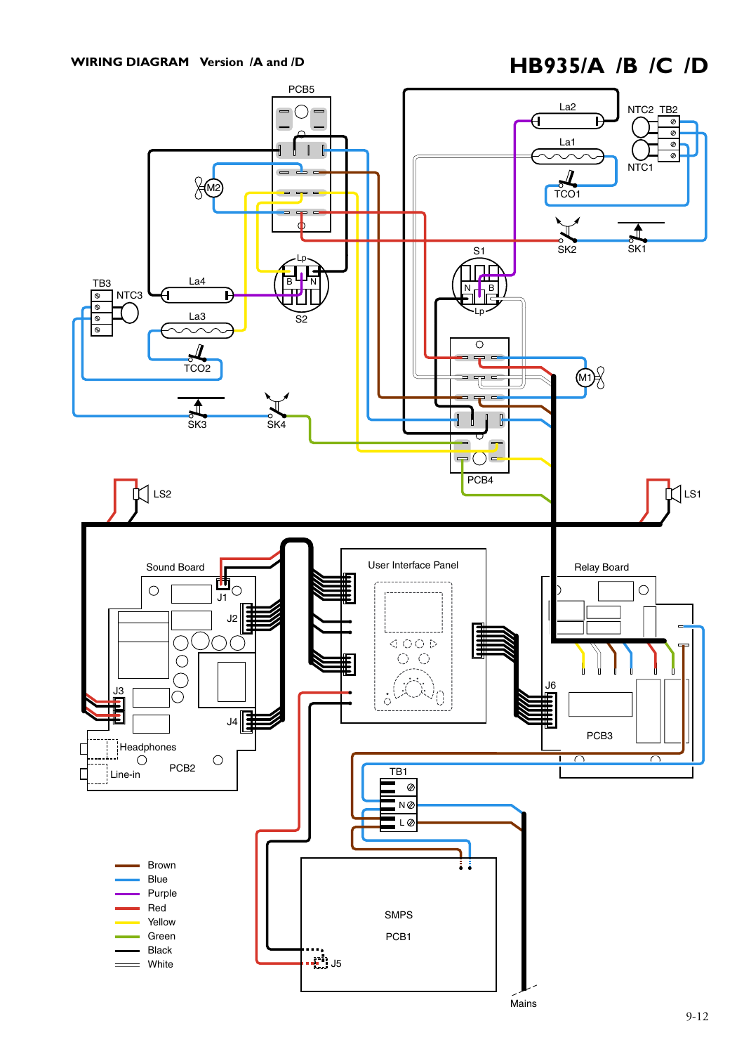**WIRING DIAGRAM Version /A and /D**

# HB935/A /B /C /D

PCB5

La2

NTC2 TB2

La1

NTC1

TCO1

M2

SK2

SK1

S1

TB3

NTC3

La4

Lp

B N

La3

S2

N B

Lp

TCO2

M1

SK3

SK4

PCB4

LS2

LS1

Sound Board

J1

User Interface Panel

Relay Board

J2

J3

J6

J4

PCB3

Headphones

Line-in

PCB2

TB1

N

L

SMPS

PCB1

J5

Mains

- Brown
- Blue
- Purple
- Red
- Yellow
- Green
- Black
- White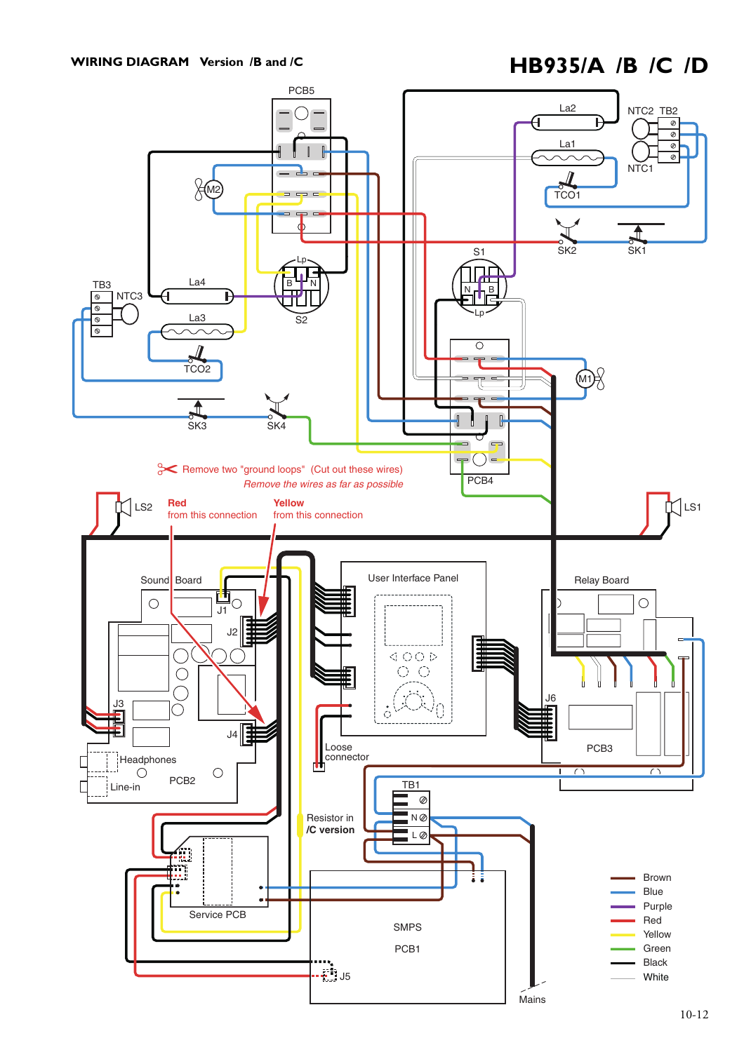# WIRING DIAGRAM Version /B and /C

# HB935/A /B /C /D

PCB5

La2

NTC2 TB2

La1

NTC1

TCO1

SK2

SK1

S1

TB3

NTC3

La4

La3

TCO2

S2

M2

M1

SK3

SK4

PCB4

Remove two "ground loops" (Cut out these wires)

*Remove the wires as far as possible*

LS2

**Red** from this connection

**Yellow** from this connection

LS1

Sound Board

J1

J2

J3

J4

Headphones

Line-in

PCB2

User Interface Panel

Loose connector

Relay Board

J6

PCB3

TB1

N

L

Resistor in /C version

Service PCB

SMPS

PCB1

J5

Mains

| Colour |
|---|
| Brown |
| Blue |
| Purple |
| Red |
| Yellow |
| Green |
| Black |
| White |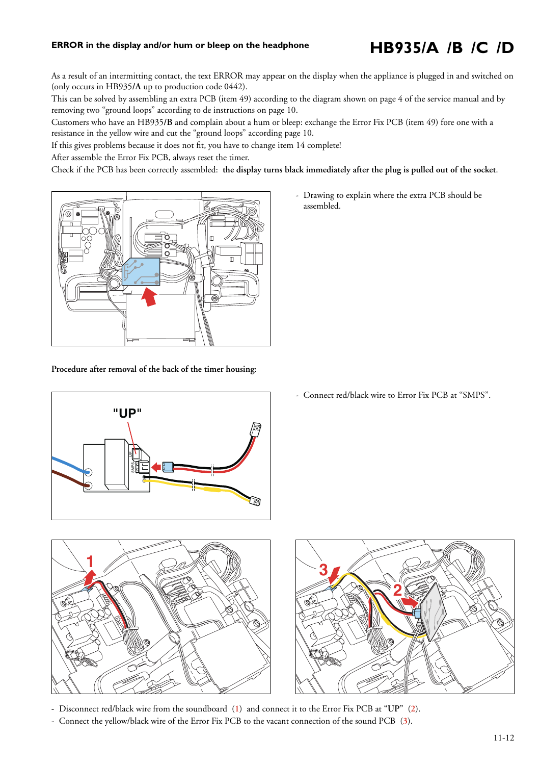## ERROR in the display and/or hum or bleep on the headphone

# HB935/A /B /C /D

As a result of an intermitting contact, the text ERROR may appear on the display when the appliance is plugged in and switched on (only occurs in HB935**/A** up to production code 0442).

This can be solved by assembling an extra PCB (item 49) according to the diagram shown on page 4 of the service manual and by removing two "ground loops" according to de instructions on page 10.

Customers who have an HB935**/B** and complain about a hum or bleep: exchange the Error Fix PCB (item 49) fore one with a resistance in the yellow wire and cut the "ground loops" according page 10.

If this gives problems because it does not fit, you have to change item 14 complete!

After assemble the Error Fix PCB, always reset the timer.

Check if the PCB has been correctly assembled: **the display turns black immediately after the plug is pulled out of the socket**.

- Drawing to explain where the extra PCB should be assembled.

**Procedure after removal of the back of the timer housing:**

- Connect red/black wire to Error Fix PCB at "SMPS".

- Disconnect red/black wire from the soundboard (1) and connect it to the Error Fix PCB at "**UP**" (2).
- Connect the yellow/black wire of the Error Fix PCB to the vacant connection of the sound PCB (3).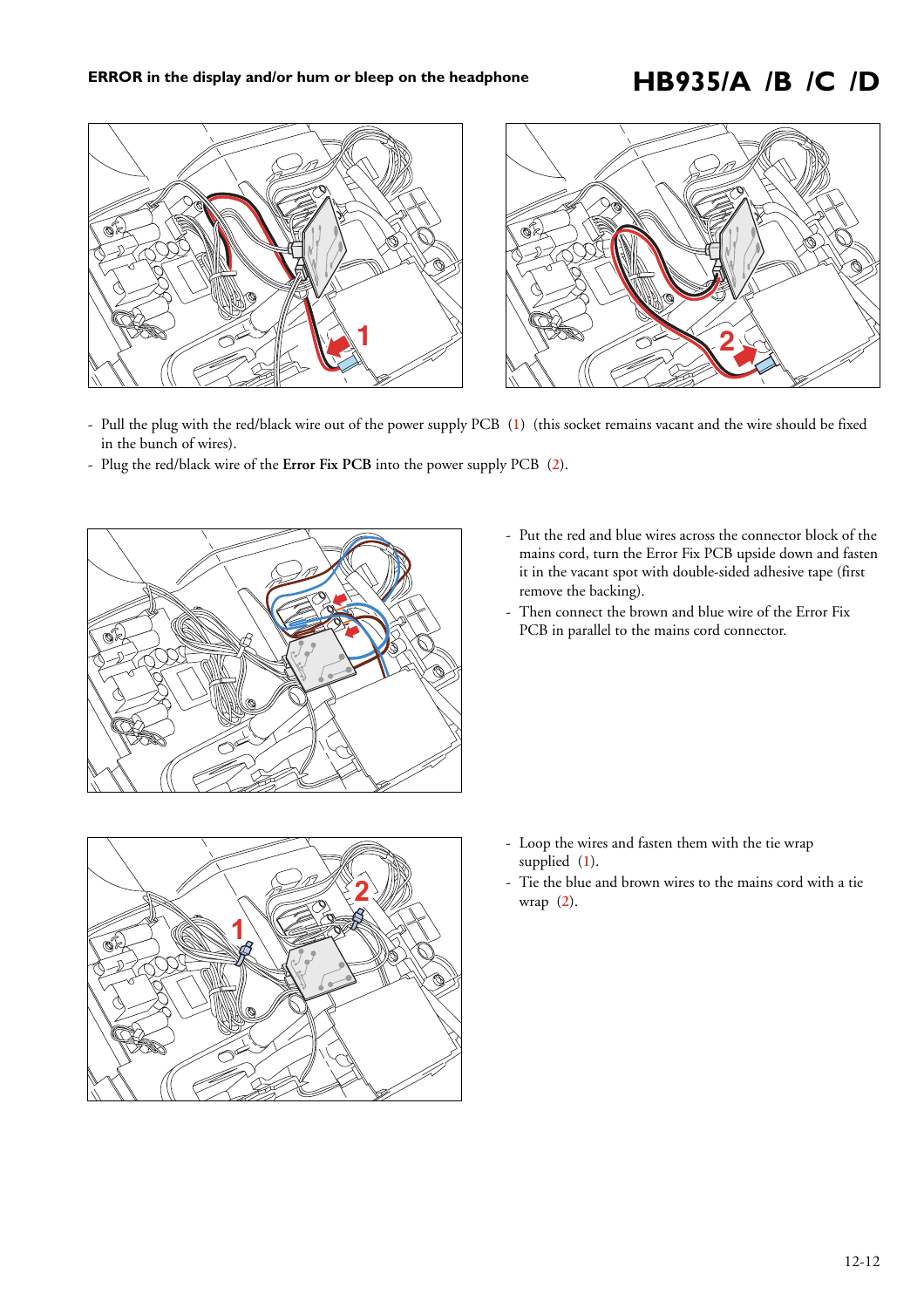**ERROR in the display and/or hum or bleep on the headphone**

# HB935/A /B /C /D

1

2

- Pull the plug with the red/black wire out of the power supply PCB (1) (this socket remains vacant and the wire should be fixed in the bunch of wires).
- Plug the red/black wire of the **Error Fix PCB** into the power supply PCB (2).

- Put the red and blue wires across the connector block of the mains cord, turn the Error Fix PCB upside down and fasten it in the vacant spot with double-sided adhesive tape (first remove the backing).
- Then connect the brown and blue wire of the Error Fix PCB in parallel to the mains cord connector.

1

2

- Loop the wires and fasten them with the tie wrap supplied (1).
- Tie the blue and brown wires to the mains cord with a tie wrap (2).